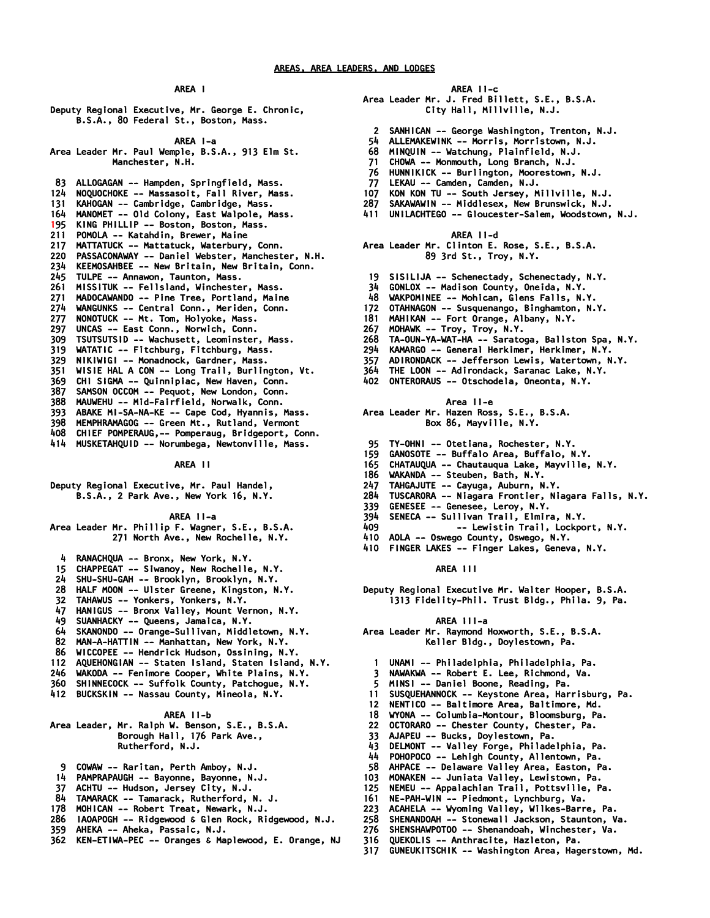# AREAS, AREA LEADERS, AND LODGES

## AREA I

Deputy Regional Executive, Mr. George E. Chronic, B.S.A., 80 Federal St., Boston, Mass.

### AREA I-a

Area Leader Mr. Paul Wemple, B.S.A., 913 Elm St. Manchester, N.H.

83 ALLOGAGAN -- Hampden, Springfield, Mass.
124 NOQUOCHOKE -- Massasoit, Fall River, Mass.
131 KAHOGAN -- Cambridge, Cambridge, Mass.
164 MANOMET -- Old Colony, East Walpole, Mass.
195 KING PHILLIP -- Boston, Boston, Mass.
211 POMOLA -- Katahdin, Brewer, Maine
217 MATTATUCK -- Mattatuck, Waterbury, Conn.
220 PASSACONAWAY -- Daniel Webster, Manchester, N.H.
234 KEEMOSAHBEE -- New Britain, New Britain, Conn.
245 TULPE -- Annawon, Taunton, Mass.
261 MISSITUK -- Fellsland, Winchester, Mass.
271 MADOCAWANDO -- Pine Tree, Portland, Maine
274 WANGUNKS -- Central Conn., Meriden, Conn.
277 NONOTUCK -- Mt. Tom, Holyoke, Mass.
297 UNCAS -- East Conn., Norwich, Conn.
309 TSUTSUTSID -- Wachusett, Leominster, Mass.
319 WATATIC -- Fitchburg, Fitchburg, Mass.
329 NIKIWIGI -- Monadnock, Gardner, Mass.
351 WISIE HAL A CON -- Long Trail, Burlington, Vt.
369 CHI SIGMA -- Quinnipiac, New Haven, Conn.
387 SAMSON OCCOM -- Pequot, New London, Conn.
388 MAUWEHU -- Mid-Fairfield, Norwalk, Conn.
393 ABAKE MI-SA-NA-KE -- Cape Cod, Hyannis, Mass.
398 MEMPHRAMAGOG -- Green Mt., Rutland, Vermont
408 CHIEF POMPERAUG,-- Pomperaug, Bridgeport, Conn.
414 MUSKETAHQUID -- Norumbega, Newtonville, Mass.

## AREA II

Deputy Regional Executive, Mr. Paul Handel, B.S.A., 2 Park Ave., New York 16, N.Y.

### AREA II-a

Area Leader Mr. Phillip F. Wagner, S.E., B.S.A. 271 North Ave., New Rochelle, N.Y.

4 RANACHQUA -- Bronx, New York, N.Y.
15 CHAPPEGAT -- Siwanoy, New Rochelle, N.Y.
24 SHU-SHU-GAH -- Brooklyn, Brooklyn, N.Y.
28 HALF MOON -- Ulster Greene, Kingston, N.Y.
32 TAHAWUS -- Yonkers, Yonkers, N.Y.
47 HANIGUS -- Bronx Valley, Mount Vernon, N.Y.
49 SUANHACKY -- Queens, Jamaica, N.Y.
64 SKANONDO -- Orange-Sullivan, Middletown, N.Y.
82 MAN-A-HATTIN -- Manhattan, New York, N.Y.
86 WICCOPEE -- Hendrick Hudson, Ossining, N.Y.
112 AQUEHONGIAN -- Staten Island, Staten Island, N.Y.
246 WAKODA -- Fenimore Cooper, White Plains, N.Y.
360 SHINNECOCK -- Suffolk County, Patchogue, N.Y.
412 BUCKSKIN -- Nassau County, Mineola, N.Y.

### AREA II-b

Area Leader, Mr. Ralph W. Benson, S.E., B.S.A. Borough Hall, 176 Park Ave., Rutherford, N.J.

9 COWAW -- Raritan, Perth Amboy, N.J.
14 PAMPRAPAUGH -- Bayonne, Bayonne, N.J.
37 ACHTU -- Hudson, Jersey City, N.J.
84 TAMARACK -- Tamarack, Rutherford, N. J.
178 MOHICAN -- Robert Treat, Newark, N.J.
286 IAOAPOGH -- Ridgewood & Glen Rock, Ridgewood, N.J.
359 AHEKA -- Aheka, Passaic, N.J.
362 KEN-ETIWA-PEC -- Oranges & Maplewood, E. Orange, NJ

### AREA II-c

Area Leader Mr. J. Fred Billett, S.E., B.S.A. City Hall, Millville, N.J.

2 SANHICAN -- George Washington, Trenton, N.J.
54 ALLEMAKEWINK -- Morris, Morristown, N.J.
68 MINQUIN -- Watchung, Plainfield, N.J.
71 CHOWA -- Monmouth, Long Branch, N.J.
76 HUNNIKICK -- Burlington, Moorestown, N.J.
77 LEKAU -- Camden, Camden, N.J.
107 KON KON TU -- South Jersey, Millville, N.J.
287 SAKAWAWIN -- Middlesex, New Brunswick, N.J.
411 UNILACHTEGO -- Gloucester-Salem, Woodstown, N.J.

### AREA II-d

Area Leader Mr. Clinton E. Rose, S.E., B.S.A. 89 3rd St., Troy, N.Y.

19 SISILIJA -- Schenectady, Schenectady, N.Y.
34 GONLOX -- Madison County, Oneida, N.Y.
48 WAKPOMINEE -- Mohican, Glens Falls, N.Y.
172 OTAHNAGON -- Susquenango, Binghamton, N.Y.
181 MAHIKAN -- Fort Orange, Albany, N.Y.
267 MOHAWK -- Troy, Troy, N.Y.
268 TA-OUN-YA-WAT-HA -- Saratoga, Ballston Spa, N.Y.
294 KAMARGO -- General Herkimer, Herkimer, N.Y.
357 ADIRONDACK -- Jefferson Lewis, Watertown, N.Y.
364 THE LOON -- Adirondack, Saranac Lake, N.Y.
402 ONTERORAUS -- Otschodela, Oneonta, N.Y.

### Area II-e

Area Leader Mr. Hazen Ross, S.E., B.S.A. Box 86, Mayville, N.Y.

95 TY-OHNI -- Otetiana, Rochester, N.Y.
159 GANOSOTE -- Buffalo Area, Buffalo, N.Y.
165 CHATAUQUA -- Chautauqua Lake, Mayville, N.Y.
186 WAKANDA -- Steuben, Bath, N.Y.
247 TAHGAJUTE -- Cayuga, Auburn, N.Y.
284 TUSCARORA -- Niagara Frontier, Niagara Falls, N.Y.
339 GENESEE -- Genesee, Leroy, N.Y.
394 SENECA -- Sullivan Trail, Elmira, N.Y.
409 -- Lewistin Trail, Lockport, N.Y.
410 AOLA -- Oswego County, Oswego, N.Y.
410 FINGER LAKES -- Finger Lakes, Geneva, N.Y.

## AREA III

Deputy Regional Executive Mr. Walter Hooper, B.S.A. 1313 Fidelity-Phil. Trust Bldg., Phila. 9, Pa.

### AREA III-a

Area Leader Mr. Raymond Hoxworth, S.E., B.S.A. Keller Bldg., Doylestown, Pa.

1 UNAMI -- Philadelphia, Philadelphia, Pa.
3 NAWAKWA -- Robert E. Lee, Richmond, Va.
5 MINSI -- Daniel Boone, Reading, Pa.
11 SUSQUEHANNOCK -- Keystone Area, Harrisburg, Pa.
12 NENTICO -- Baltimore Area, Baltimore, Md.
18 WYONA -- Columbia-Montour, Bloomsburg, Pa.
22 OCTORARO -- Chester County, Chester, Pa.
33 AJAPEU -- Bucks, Doylestown, Pa.
43 DELMONT -- Valley Forge, Philadelphia, Pa.
44 POHOPOCO -- Lehigh County, Allentown, Pa.
58 AHPACE -- Delaware Valley Area, Easton, Pa.
103 MONAKEN -- Juniata Valley, Lewistown, Pa.
125 NEMEU -- Appalachian Trail, Pottsville, Pa.
161 NE-PAH-WIN -- Piedmont, Lynchburg, Va.
223 ACAHELA -- Wyoming Valley, Wilkes-Barre, Pa.
258 SHENANDOAH -- Stonewall Jackson, Staunton, Va.
276 SHENSHAWPOTOO -- Shenandoah, Winchester, Va.
316 QUEKOLIS -- Anthracite, Hazleton, Pa.
317 GUNEUKITSCHIK -- Washington Area, Hagerstown, Md.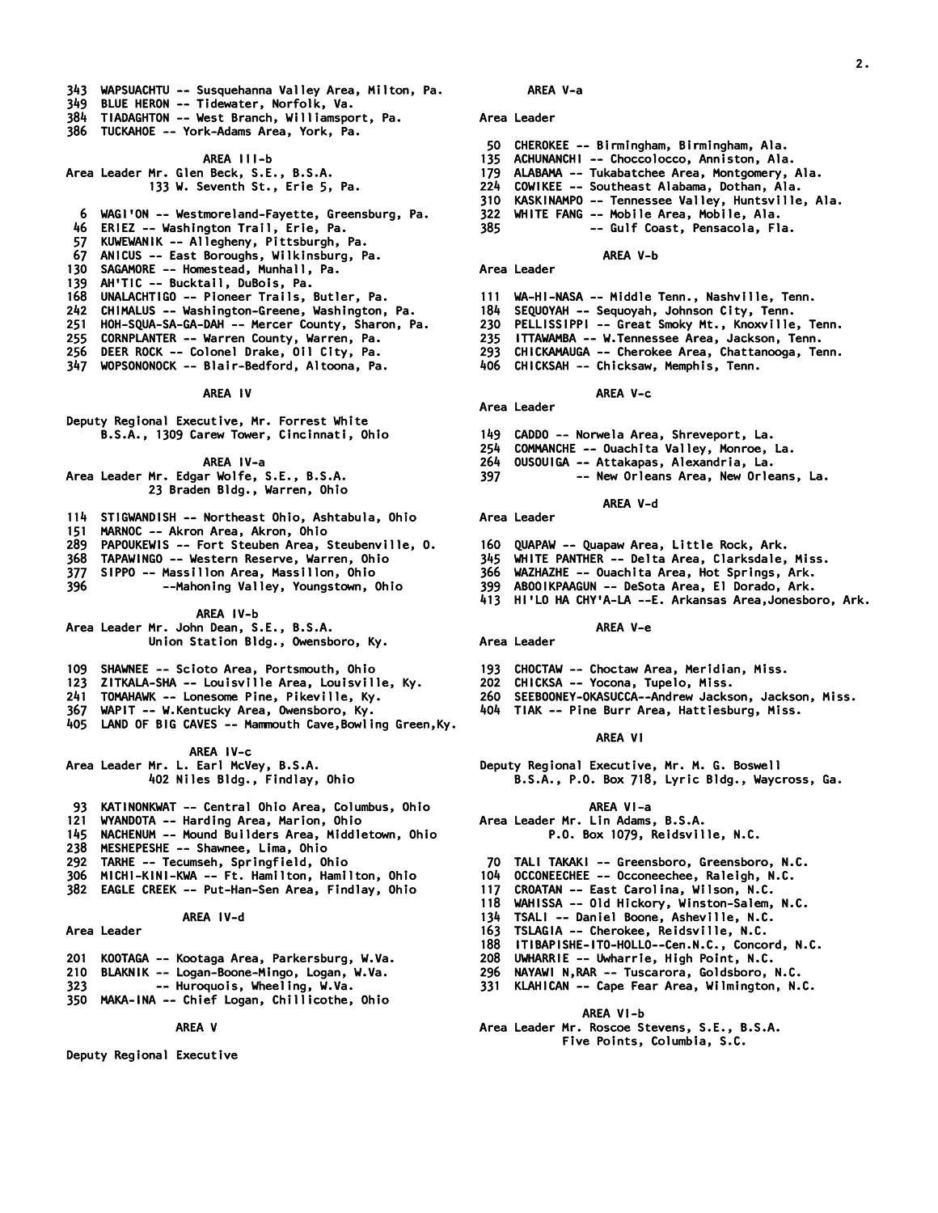343 WAPSUACHTU -- Susquehanna Valley Area, Milton, Pa.
349 BLUE HERON -- Tidewater, Norfolk, Va.
384 TIADAGHTON -- West Branch, Williamsport, Pa.
386 TUCKAHOE -- York-Adams Area, York, Pa.

### AREA III-b

Area Leader Mr. Glen Beck, S.E., B.S.A.
133 W. Seventh St., Erie 5, Pa.

6 WAGI'ON -- Westmoreland-Fayette, Greensburg, Pa.
46 ERIEZ -- Washington Trail, Erie, Pa.
57 KUWEWANIK -- Allegheny, Pittsburgh, Pa.
67 ANICUS -- East Boroughs, Wilkinsburg, Pa.
130 SAGAMORE -- Homestead, Munhall, Pa.
139 AH'TIC -- Bucktail, DuBois, Pa.
168 UNALACHTIGO -- Pioneer Trails, Butler, Pa.
242 CHIMALUS -- Washington-Greene, Washington, Pa.
251 HOH-SQUA-SA-GA-DAH -- Mercer County, Sharon, Pa.
255 CORNPLANTER -- Warren County, Warren, Pa.
256 DEER ROCK -- Colonel Drake, Oil City, Pa.
347 WOPSONONOCK -- Blair-Bedford, Altoona, Pa.

### AREA IV

Deputy Regional Executive, Mr. Forrest White
B.S.A., 1309 Carew Tower, Cincinnati, Ohio

### AREA IV-a

Area Leader Mr. Edgar Wolfe, S.E., B.S.A.
23 Braden Bldg., Warren, Ohio

114 STIGWANDISH -- Northeast Ohio, Ashtabula, Ohio
151 MARNOC -- Akron Area, Akron, Ohio
289 PAPOUKEWIS -- Fort Steuben Area, Steubenville, O.
368 TAPAWINGO -- Western Reserve, Warren, Ohio
377 SIPPO -- Massillon Area, Massillon, Ohio
396 --Mahoning Valley, Youngstown, Ohio

### AREA IV-b

Area Leader Mr. John Dean, S.E., B.S.A.
Union Station Bldg., Owensboro, Ky.

109 SHAWNEE -- Scioto Area, Portsmouth, Ohio
123 ZITKALA-SHA -- Louisville Area, Louisville, Ky.
241 TOMAHAWK -- Lonesome Pine, Pikeville, Ky.
367 WAPIT -- W.Kentucky Area, Owensboro, Ky.
405 LAND OF BIG CAVES -- Mammouth Cave,Bowling Green,Ky.

### AREA IV-c

Area Leader Mr. L. Earl McVey, B.S.A.
402 Niles Bldg., Findlay, Ohio

93 KATINONKWAT -- Central Ohio Area, Columbus, Ohio
121 WYANDOTA -- Harding Area, Marion, Ohio
145 NACHENUM -- Mound Builders Area, Middletown, Ohio
238 MESHEPESHE -- Shawnee, Lima, Ohio
292 TARHE -- Tecumseh, Springfield, Ohio
306 MICHI-KINI-KWA -- Ft. Hamilton, Hamilton, Ohio
382 EAGLE CREEK -- Put-Han-Sen Area, Findlay, Ohio

### AREA IV-d

Area Leader

201 KOOTAGA -- Kootaga Area, Parkersburg, W.Va.
210 BLAKNIK -- Logan-Boone-Mingo, Logan, W.Va.
323 -- Huroquois, Wheeling, W.Va.
350 MAKA-INA -- Chief Logan, Chillicothe, Ohio

### AREA V

Deputy Regional Executive

### AREA V-a

Area Leader

50 CHEROKEE -- Birmingham, Birmingham, Ala.
135 ACHUNANCHI -- Choccolocco, Anniston, Ala.
179 ALABAMA -- Tukabatchee Area, Montgomery, Ala.
224 COWIKEE -- Southeast Alabama, Dothan, Ala.
310 KASKINAMPO -- Tennessee Valley, Huntsville, Ala.
322 WHITE FANG -- Mobile Area, Mobile, Ala.
385 -- Gulf Coast, Pensacola, Fla.

### AREA V-b

Area Leader

111 WA-HI-NASA -- Middle Tenn., Nashville, Tenn.
184 SEQUOYAH -- Sequoyah, Johnson City, Tenn.
230 PELLISSIPPI -- Great Smoky Mt., Knoxville, Tenn.
235 ITTAWAMBA -- W.Tennessee Area, Jackson, Tenn.
293 CHICKAMAUGA -- Cherokee Area, Chattanooga, Tenn.
406 CHICKSAH -- Chicksaw, Memphis, Tenn.

### AREA V-c

Area Leader

149 CADDO -- Norwela Area, Shreveport, La.
254 COMMANCHE -- Ouachita Valley, Monroe, La.
264 OUSOUIGA -- Attakapas, Alexandria, La.
397 -- New Orleans Area, New Orleans, La.

### AREA V-d

Area Leader

160 QUAPAW -- Quapaw Area, Little Rock, Ark.
345 WHITE PANTHER -- Delta Area, Clarksdale, Miss.
366 WAZHAZHE -- Ouachita Area, Hot Springs, Ark.
399 ABOOIKPAAGUN -- DeSota Area, El Dorado, Ark.
413 HI'LO HA CHY'A-LA --E. Arkansas Area,Jonesboro, Ark.

### AREA V-e

Area Leader

193 CHOCTAW -- Choctaw Area, Meridian, Miss.
202 CHICKSA -- Yocona, Tupelo, Miss.
260 SEEBOONEY-OKASUCCA--Andrew Jackson, Jackson, Miss.
404 TIAK -- Pine Burr Area, Hattiesburg, Miss.

### AREA VI

Deputy Regional Executive, Mr. M. G. Boswell
B.S.A., P.O. Box 718, Lyric Bldg., Waycross, Ga.

### AREA VI-a

Area Leader Mr. Lin Adams, B.S.A.
P.O. Box 1079, Reidsville, N.C.

70 TALI TAKAKI -- Greensboro, Greensboro, N.C.
104 OCCONEECHEE -- Occoneechee, Raleigh, N.C.
117 CROATAN -- East Carolina, Wilson, N.C.
118 WAHISSA -- Old Hickory, Winston-Salem, N.C.
134 TSALI -- Daniel Boone, Asheville, N.C.
163 TSLAGIA -- Cherokee, Reidsville, N.C.
188 ITIBAPISHE-ITO-HOLLO--Cen.N.C., Concord, N.C.
208 UWHARRIE -- Uwharrie, High Point, N.C.
296 NAYAWI N,RAR -- Tuscarora, Goldsboro, N.C.
331 KLAHICAN -- Cape Fear Area, Wilmington, N.C.

### AREA VI-b

Area Leader Mr. Roscoe Stevens, S.E., B.S.A.
Five Points, Columbia, S.C.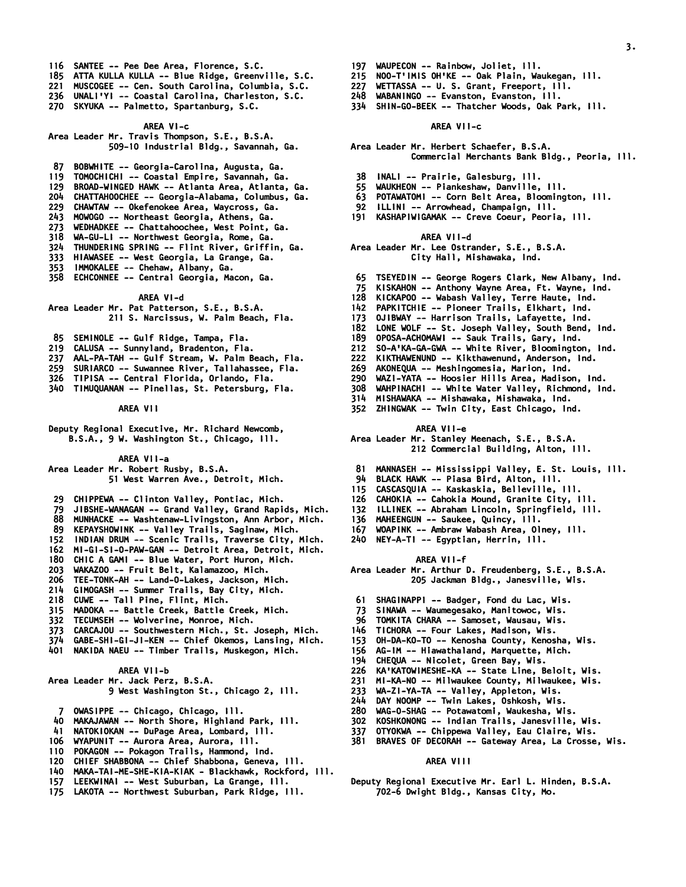116 SANTEE -- Pee Dee Area, Florence, S.C.
185 ATTA KULLA KULLA -- Blue Ridge, Greenville, S.C.
221 MUSCOGEE -- Cen. South Carolina, Columbia, S.C.
236 UNALI'YI -- Coastal Carolina, Charleston, S.C.
270 SKYUKA -- Palmetto, Spartanburg, S.C.

### AREA VI-c

Area Leader Mr. Travis Thompson, S.E., B.S.A.
509-10 Industrial Bldg., Savannah, Ga.

87 BOBWHITE -- Georgia-Carolina, Augusta, Ga.
119 TOMOCHICHI -- Coastal Empire, Savannah, Ga.
129 BROAD-WINGED HAWK -- Atlanta Area, Atlanta, Ga.
204 CHATTAHOOCHEE -- Georgia-Alabama, Columbus, Ga.
229 CHAWTAW -- Okefenokee Area, Waycross, Ga.
243 MOWOGO -- Northeast Georgia, Athens, Ga.
273 WEDHADKEE -- Chattahoochee, West Point, Ga.
318 WA-GU-LI -- Northwest Georgia, Rome, Ga.
324 THUNDERING SPRING -- Flint River, Griffin, Ga.
333 HIAWASEE -- West Georgia, La Grange, Ga.
353 IMMOKALEE -- Chehaw, Albany, Ga.
358 ECHCONNEE -- Central Georgia, Macon, Ga.

### AREA VI-d

Area Leader Mr. Pat Patterson, S.E., B.S.A.
211 S. Narcissus, W. Palm Beach, Fla.

85 SEMINOLE -- Gulf Ridge, Tampa, Fla.
219 CALUSA -- Sunnyland, Bradenton, Fla.
237 AAL-PA-TAH -- Gulf Stream, W. Palm Beach, Fla.
259 SURIARCO -- Suwannee River, Tallahassee, Fla.
326 TIPISA -- Central Florida, Orlando, Fla.
340 TIMUQUANAN -- Pinellas, St. Petersburg, Fla.

### AREA VII

Deputy Regional Executive, Mr. Richard Newcomb,
B.S.A., 9 W. Washington St., Chicago, Ill.

### AREA VII-a

Area Leader Mr. Robert Rusby, B.S.A.
51 West Warren Ave., Detroit, Mich.

29 CHIPPEWA -- Clinton Valley, Pontiac, Mich.
79 JIBSHE-WANAGAN -- Grand Valley, Grand Rapids, Mich.
88 MUNHACKE -- Washtenaw-Livingston, Ann Arbor, Mich.
89 KEPAYSHOWINK -- Valley Trails, Saginaw, Mich.
152 INDIAN DRUM -- Scenic Trails, Traverse City, Mich.
162 MI-GI-SI-O-PAW-GAN -- Detroit Area, Detroit, Mich.
180 CHIC A GAMI -- Blue Water, Port Huron, Mich.
203 WAKAZOO -- Fruit Belt, Kalamazoo, Mich.
206 TEE-TONK-AH -- Land-O-Lakes, Jackson, Mich.
214 GIMOGASH -- Summer Trails, Bay City, Mich.
218 CUWE -- Tall Pine, Flint, Mich.
315 MADOKA -- Battle Creek, Battle Creek, Mich.
332 TECUMSEH -- Wolverine, Monroe, Mich.
373 CARCAJOU -- Southwestern Mich., St. Joseph, Mich.
374 GABE-SHI-GI-JI-KEN -- Chief Okemos, Lansing, Mich.
401 NAKIDA NAEU -- Timber Trails, Muskegon, Mich.

### AREA VII-b

Area Leader Mr. Jack Perz, B.S.A.
9 West Washington St., Chicago 2, Ill.

7 OWASIPPE -- Chicago, Chicago, Ill.
40 MAKAJAWAN -- North Shore, Highland Park, Ill.
41 NATOKIOKAN -- DuPage Area, Lombard, Ill.
106 WYAPUNIT -- Aurora Area, Aurora, Ill.
110 POKAGON -- Pokagon Trails, Hammond, Ind.
120 CHIEF SHABBONA -- Chief Shabbona, Geneva, Ill.
140 MAKA-TAI-ME-SHE-KIA-KIAK - Blackhawk, Rockford, Ill.
157 LEEKWINAI -- West Suburban, La Grange, Ill.
175 LAKOTA -- Northwest Suburban, Park Ridge, Ill.
197 WAUPECON -- Rainbow, Joliet, Ill.
215 NOO-T'IMIS OH'KE -- Oak Plain, Waukegan, Ill.
227 WETTASSA -- U. S. Grant, Freeport, Ill.
248 WABANINGO -- Evanston, Evanston, Ill.
334 SHIN-GO-BEEK -- Thatcher Woods, Oak Park, Ill.

### AREA VII-c

Area Leader Mr. Herbert Schaefer, B.S.A.
Commercial Merchants Bank Bldg., Peoria, Ill.

38 INALI -- Prairie, Galesburg, Ill.
55 WAUKHEON -- Piankeshaw, Danville, Ill.
63 POTAWATOMI -- Corn Belt Area, Bloomington, Ill.
92 ILLINI -- Arrowhead, Champaign, Ill.
191 KASHAPIWIGAMAK -- Creve Coeur, Peoria, Ill.

### AREA VII-d

Area Leader Mr. Lee Ostrander, S.E., B.S.A.
City Hall, Mishawaka, Ind.

65 TSEYEDIN -- George Rogers Clark, New Albany, Ind.
75 KISKAHON -- Anthony Wayne Area, Ft. Wayne, Ind.
128 KICKAPOO -- Wabash Valley, Terre Haute, Ind.
142 PAPKITCHIE -- Pioneer Trails, Elkhart, Ind.
173 OJIBWAY -- Harrison Trails, Lafayette, Ind.
182 LONE WOLF -- St. Joseph Valley, South Bend, Ind.
189 OPOSA-ACHOMAWI -- Sauk Trails, Gary, Ind.
212 SO-A'KA-GA-GWA -- White River, Bloomington, Ind.
222 KIKTHAWENUND -- Kikthawenund, Anderson, Ind.
269 AKONEQUA -- Meshingomesia, Marion, Ind.
290 WAZI-YATA -- Hoosier Hills Area, Madison, Ind.
308 WAHPINACHI -- White Water Valley, Richmond, Ind.
314 MISHAWAKA -- Mishawaka, Mishawaka, Ind.
352 ZHINGWAK -- Twin City, East Chicago, Ind.

### AREA VII-e

Area Leader Mr. Stanley Meenach, S.E., B.S.A.
212 Commercial Building, Alton, Ill.

81 MANNASEH -- Mississippi Valley, E. St. Louis, Ill.
94 BLACK HAWK -- Piasa Bird, Alton, Ill.
115 CASCASQUIA -- Kaskaskia, Belleville, Ill.
126 CAHOKIA -- Cahokia Mound, Granite City, Ill.
132 ILLINEK -- Abraham Lincoln, Springfield, Ill.
136 MAHEENGUN -- Saukee, Quincy, Ill.
167 WOAPINK -- Ambraw Wabash Area, Olney, Ill.
240 NEY-A-TI -- Egyptian, Herrin, Ill.

### AREA VII-f

Area Leader Mr. Arthur D. Freudenberg, S.E., B.S.A.
205 Jackman Bldg., Janesville, Wis.

61 SHAGINAPPI -- Badger, Fond du Lac, Wis.
73 SINAWA -- Waumegesako, Manitowoc, Wis.
96 TOMKITA CHARA -- Samoset, Wausau, Wis.
146 TICHORA -- Four Lakes, Madison, Wis.
153 OH-DA-KO-TO -- Kenosha County, Kenosha, Wis.
156 AG-IM -- Hiawathaland, Marquette, Mich.
194 CHEQUA -- Nicolet, Green Bay, Wis.
226 KA'KATOWIMESHE-KA -- State Line, Beloit, Wis.
231 MI-KA-NO -- Milwaukee County, Milwaukee, Wis.
233 WA-ZI-YA-TA -- Valley, Appleton, Wis.
244 DAY NOOMP -- Twin Lakes, Oshkosh, Wis.
280 WAG-O-SHAG -- Potawatomi, Waukesha, Wis.
302 KOSHKONONG -- Indian Trails, Janesville, Wis.
337 OTYOKWA -- Chippewa Valley, Eau Claire, Wis.
381 BRAVES OF DECORAH -- Gateway Area, La Crosse, Wis.

### AREA VIII

Deputy Regional Executive Mr. Earl L. Hinden, B.S.A.
702-6 Dwight Bldg., Kansas City, Mo.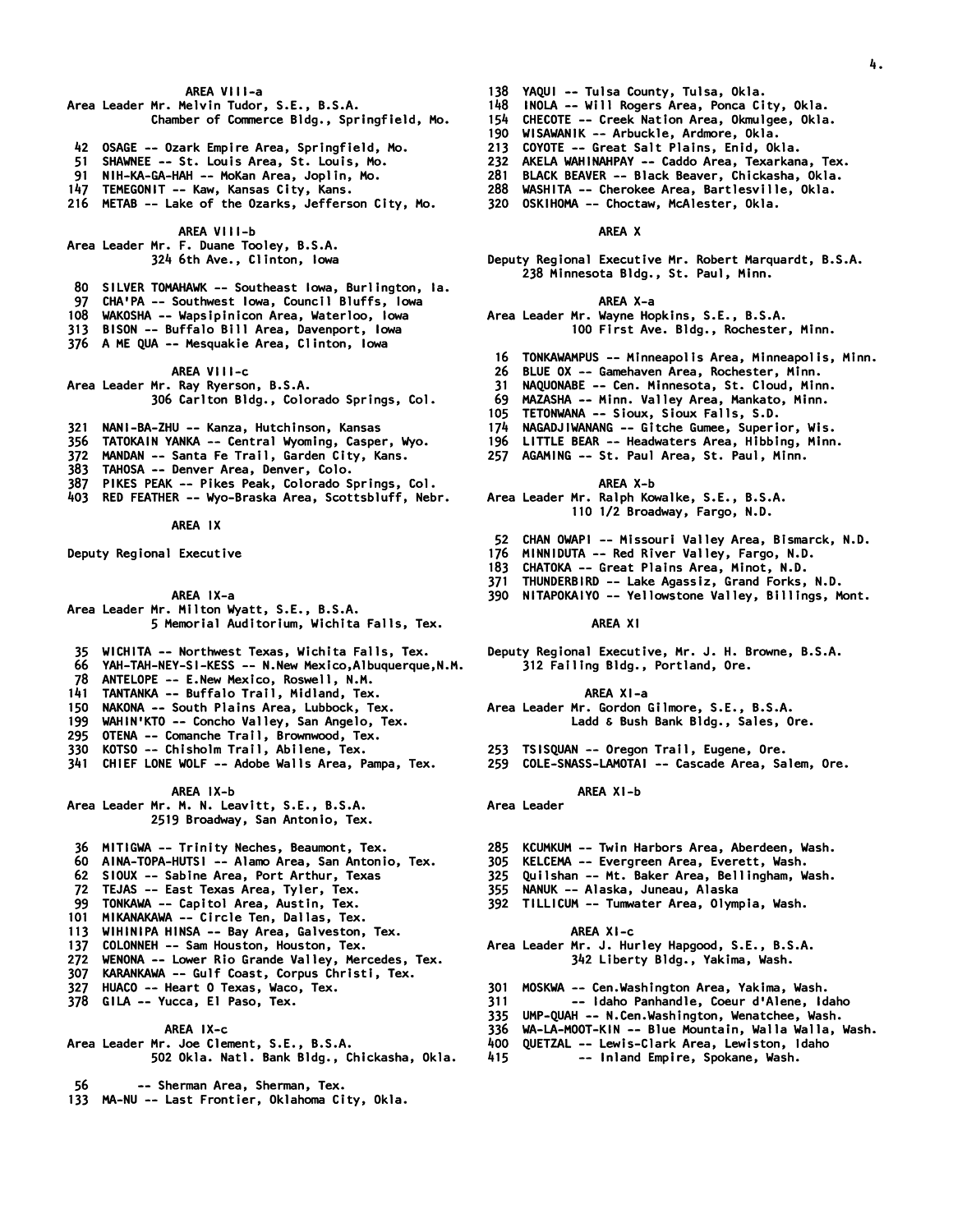### AREA VIII-a

Area Leader Mr. Melvin Tudor, S.E., B.S.A.
Chamber of Commerce Bldg., Springfield, Mo.

- 42 OSAGE -- Ozark Empire Area, Springfield, Mo.
- 51 SHAWNEE -- St. Louis Area, St. Louis, Mo.
- 91 NIH-KA-GA-HAH -- MoKan Area, Joplin, Mo.
- 147 TEMEGONIT -- Kaw, Kansas City, Kans.
- 216 METAB -- Lake of the Ozarks, Jefferson City, Mo.

### AREA VIII-b

Area Leader Mr. F. Duane Tooley, B.S.A.
324 6th Ave., Clinton, Iowa

- 80 SILVER TOMAHAWK -- Southeast Iowa, Burlington, Ia.
- 97 CHA'PA -- Southwest Iowa, Council Bluffs, Iowa
- 108 WAKOSHA -- Wapsipinicon Area, Waterloo, Iowa
- 313 BISON -- Buffalo Bill Area, Davenport, Iowa
- 376 A ME QUA -- Mesquakie Area, Clinton, Iowa

### AREA VIII-c

Area Leader Mr. Ray Ryerson, B.S.A.
306 Carlton Bldg., Colorado Springs, Col.

- 321 NANI-BA-ZHU -- Kanza, Hutchinson, Kansas
- 356 TATOKAIN YANKA -- Central Wyoming, Casper, Wyo.
- 372 MANDAN -- Santa Fe Trail, Garden City, Kans.
- 383 TAHOSA -- Denver Area, Denver, Colo.
- 387 PIKES PEAK -- Pikes Peak, Colorado Springs, Col.
- 403 RED FEATHER -- Wyo-Braska Area, Scottsbluff, Nebr.

## AREA IX

Deputy Regional Executive

### AREA IX-a

Area Leader Mr. Milton Wyatt, S.E., B.S.A.
5 Memorial Auditorium, Wichita Falls, Tex.

- 35 WICHITA -- Northwest Texas, Wichita Falls, Tex.
- 66 YAH-TAH-NEY-SI-KESS -- N.New Mexico,Albuquerque,N.M.
- 78 ANTELOPE -- E.New Mexico, Roswell, N.M.
- 141 TANTANKA -- Buffalo Trail, Midland, Tex.
- 150 NAKONA -- South Plains Area, Lubbock, Tex.
- 199 WAHIN'KTO -- Concho Valley, San Angelo, Tex.
- 295 OTENA -- Comanche Trail, Brownwood, Tex.
- 330 KOTSO -- Chisholm Trail, Abilene, Tex.
- 341 CHIEF LONE WOLF -- Adobe Walls Area, Pampa, Tex.

### AREA IX-b

Area Leader Mr. M. N. Leavitt, S.E., B.S.A.
2519 Broadway, San Antonio, Tex.

- 36 MITIGWA -- Trinity Neches, Beaumont, Tex.
- 60 AINA-TOPA-HUTSI -- Alamo Area, San Antonio, Tex.
- 62 SIOUX -- Sabine Area, Port Arthur, Texas
- 72 TEJAS -- East Texas Area, Tyler, Tex.
- 99 TONKAWA -- Capitol Area, Austin, Tex.
- 101 MIKANAKAWA -- Circle Ten, Dallas, Tex.
- 113 WIHINIPA HINSA -- Bay Area, Galveston, Tex.
- 137 COLONNEH -- Sam Houston, Houston, Tex.
- 272 WENONA -- Lower Rio Grande Valley, Mercedes, Tex.
- 307 KARANKAWA -- Gulf Coast, Corpus Christi, Tex.
- 327 HUACO -- Heart O Texas, Waco, Tex.
- 378 GILA -- Yucca, El Paso, Tex.

### AREA IX-c

Area Leader Mr. Joe Clement, S.E., B.S.A.
502 Okla. Natl. Bank Bldg., Chickasha, Okla.

- 56 -- Sherman Area, Sherman, Tex.
- 133 MA-NU -- Last Frontier, Oklahoma City, Okla.
- 138 YAQUI -- Tulsa County, Tulsa, Okla.
- 148 INOLA -- Will Rogers Area, Ponca City, Okla.
- 154 CHECOTE -- Creek Nation Area, Okmulgee, Okla.
- 190 WISAWANIK -- Arbuckle, Ardmore, Okla.
- 213 COYOTE -- Great Salt Plains, Enid, Okla.
- 232 AKELA WAHINAHPAY -- Caddo Area, Texarkana, Tex.
- 281 BLACK BEAVER -- Black Beaver, Chickasha, Okla.
- 288 WASHITA -- Cherokee Area, Bartlesville, Okla.
- 320 OSKIHOMA -- Choctaw, McAlester, Okla.

## AREA X

Deputy Regional Executive Mr. Robert Marquardt, B.S.A.
238 Minnesota Bldg., St. Paul, Minn.

### AREA X-a

Area Leader Mr. Wayne Hopkins, S.E., B.S.A.
100 First Ave. Bldg., Rochester, Minn.

- 16 TONKAWAMPUS -- Minneapolis Area, Minneapolis, Minn.
- 26 BLUE OX -- Gamehaven Area, Rochester, Minn.
- 31 NAQUONABE -- Cen. Minnesota, St. Cloud, Minn.
- 69 MAZASHA -- Minn. Valley Area, Mankato, Minn.
- 105 TETONWANA -- Sioux, Sioux Falls, S.D.
- 174 NAGADJIWANANG -- Gitche Gumee, Superior, Wis.
- 196 LITTLE BEAR -- Headwaters Area, Hibbing, Minn.
- 257 AGAMING -- St. Paul Area, St. Paul, Minn.

### AREA X-b

Area Leader Mr. Ralph Kowalke, S.E., B.S.A.
110 1/2 Broadway, Fargo, N.D.

- 52 CHAN OWAPI -- Missouri Valley Area, Bismarck, N.D.
- 176 MINNIDUTA -- Red River Valley, Fargo, N.D.
- 183 CHATOKA -- Great Plains Area, Minot, N.D.
- 371 THUNDERBIRD -- Lake Agassiz, Grand Forks, N.D.
- 390 NITAPOKAIYO -- Yellowstone Valley, Billings, Mont.

## AREA XI

Deputy Regional Executive, Mr. J. H. Browne, B.S.A.
312 Failing Bldg., Portland, Ore.

### AREA XI-a

Area Leader Mr. Gordon Gilmore, S.E., B.S.A.
Ladd & Bush Bank Bldg., Sales, Ore.

- 253 TSISQUAN -- Oregon Trail, Eugene, Ore.
- 259 COLE-SNASS-LAMOTAI -- Cascade Area, Salem, Ore.

### AREA XI-b

Area Leader

- 285 KCUMKUM -- Twin Harbors Area, Aberdeen, Wash.
- 305 KELCEMA -- Evergreen Area, Everett, Wash.
- 325 Quilshan -- Mt. Baker Area, Bellingham, Wash.
- 355 NANUK -- Alaska, Juneau, Alaska
- 392 TILLICUM -- Tumwater Area, Olympia, Wash.

### AREA XI-c

Area Leader Mr. J. Hurley Hapgood, S.E., B.S.A.
342 Liberty Bldg., Yakima, Wash.

- 301 MOSKWA -- Cen.Washington Area, Yakima, Wash.
- 311 -- Idaho Panhandle, Coeur d'Alene, Idaho
- 335 UMP-QUAH -- N.Cen.Washington, Wenatchee, Wash.
- 336 WA-LA-MOOT-KIN -- Blue Mountain, Walla Walla, Wash.
- 400 QUETZAL -- Lewis-Clark Area, Lewiston, Idaho
- 415 -- Inland Empire, Spokane, Wash.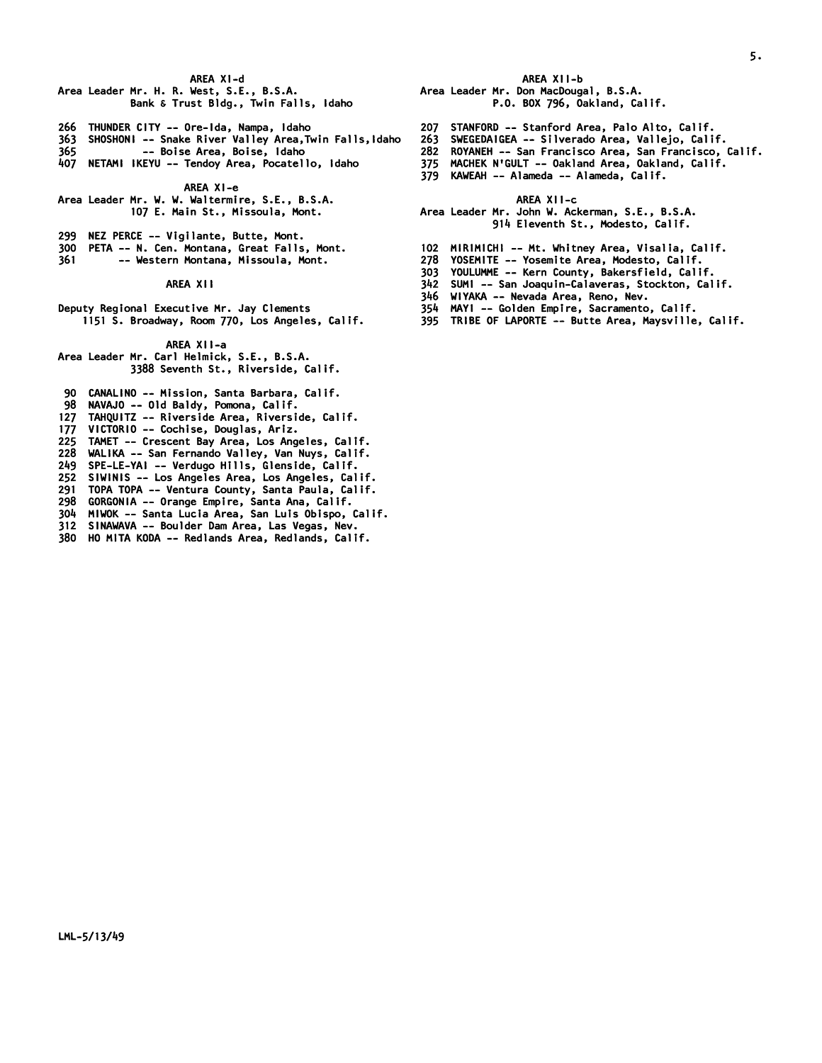### AREA XI-d

Area Leader Mr. H. R. West, S.E., B.S.A.
Bank & Trust Bldg., Twin Falls, Idaho

266 THUNDER CITY -- Ore-Ida, Nampa, Idaho
363 SHOSHONI -- Snake River Valley Area,Twin Falls,Idaho
365 -- Boise Area, Boise, Idaho
407 NETAMI IKEYU -- Tendoy Area, Pocatello, Idaho

### AREA XI-e

Area Leader Mr. W. W. Waltermire, S.E., B.S.A.
107 E. Main St., Missoula, Mont.

299 NEZ PERCE -- Vigilante, Butte, Mont.
300 PETA -- N. Cen. Montana, Great Falls, Mont.
361 -- Western Montana, Missoula, Mont.

### AREA XII

Deputy Regional Executive Mr. Jay Clements
1151 S. Broadway, Room 770, Los Angeles, Calif.

### AREA XII-a

Area Leader Mr. Carl Helmick, S.E., B.S.A.
3388 Seventh St., Riverside, Calif.

90 CANALINO -- Mission, Santa Barbara, Calif.
98 NAVAJO -- Old Baldy, Pomona, Calif.
127 TAHQUITZ -- Riverside Area, Riverside, Calif.
177 VICTORIO -- Cochise, Douglas, Ariz.
225 TAMET -- Crescent Bay Area, Los Angeles, Calif.
228 WALIKA -- San Fernando Valley, Van Nuys, Calif.
249 SPE-LE-YAI -- Verdugo Hills, Glenside, Calif.
252 SIWINIS -- Los Angeles Area, Los Angeles, Calif.
291 TOPA TOPA -- Ventura County, Santa Paula, Calif.
298 GORGONIA -- Orange Empire, Santa Ana, Calif.
304 MIWOK -- Santa Lucia Area, San Luis Obispo, Calif.
312 SINAWAVA -- Boulder Dam Area, Las Vegas, Nev.
380 HO MITA KODA -- Redlands Area, Redlands, Calif.

### AREA XII-b

Area Leader Mr. Don MacDougal, B.S.A.
P.O. BOX 796, Oakland, Calif.

207 STANFORD -- Stanford Area, Palo Alto, Calif.
263 SWEGEDAIGEA -- Silverado Area, Vallejo, Calif.
282 ROYANEH -- San Francisco Area, San Francisco, Calif.
375 MACHEK N'GULT -- Oakland Area, Oakland, Calif.
379 KAWEAH -- Alameda -- Alameda, Calif.

### AREA XII-c

Area Leader Mr. John W. Ackerman, S.E., B.S.A.
914 Eleventh St., Modesto, Calif.

102 MIRIMICHI -- Mt. Whitney Area, Visalia, Calif.
278 YOSEMITE -- Yosemite Area, Modesto, Calif.
303 YOULUMNE -- Kern County, Bakersfield, Calif.
342 SUMI -- San Joaquin-Calaveras, Stockton, Calif.
346 WIYAKA -- Nevada Area, Reno, Nev.
354 MAYI -- Golden Empire, Sacramento, Calif.
395 TRIBE OF LAPORTE -- Butte Area, Maysville, Calif.

LML-5/13/49